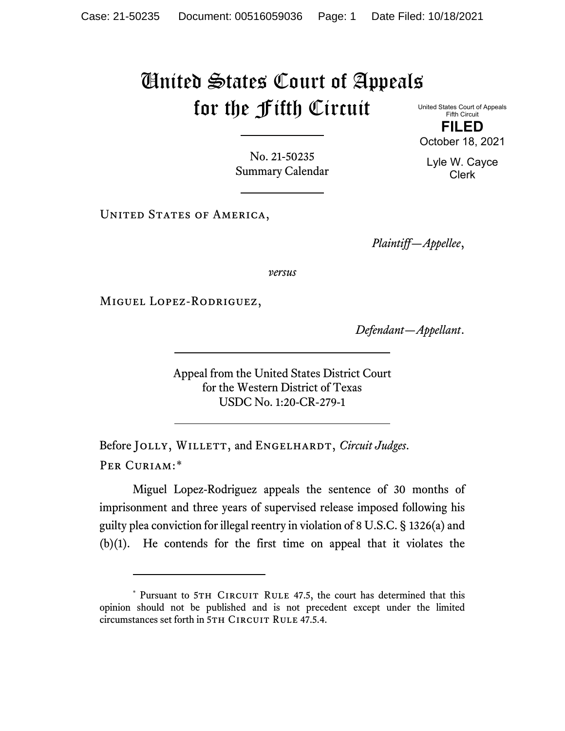# United States Court of Appeals for the Fifth Circuit

United States Court of Appeals
Fifth Circuit

**FILED**

October 18, 2021

Lyle W. Cayce
Clerk

No. 21-50235
Summary Calendar

United States of America,

*Plaintiff—Appellee*,

*versus*

Miguel Lopez-Rodriguez,

*Defendant—Appellant*.

Appeal from the United States District Court
for the Western District of Texas
USDC No. 1:20-CR-279-1

Before Jolly, Willett, and Engelhardt, *Circuit Judges*.

Per Curiam:*

Miguel Lopez-Rodriguez appeals the sentence of 30 months of imprisonment and three years of supervised release imposed following his guilty plea conviction for illegal reentry in violation of 8 U.S.C. § 1326(a) and (b)(1). He contends for the first time on appeal that it violates the

---

\* Pursuant to 5th Circuit Rule 47.5, the court has determined that this opinion should not be published and is not precedent except under the limited circumstances set forth in 5th Circuit Rule 47.5.4.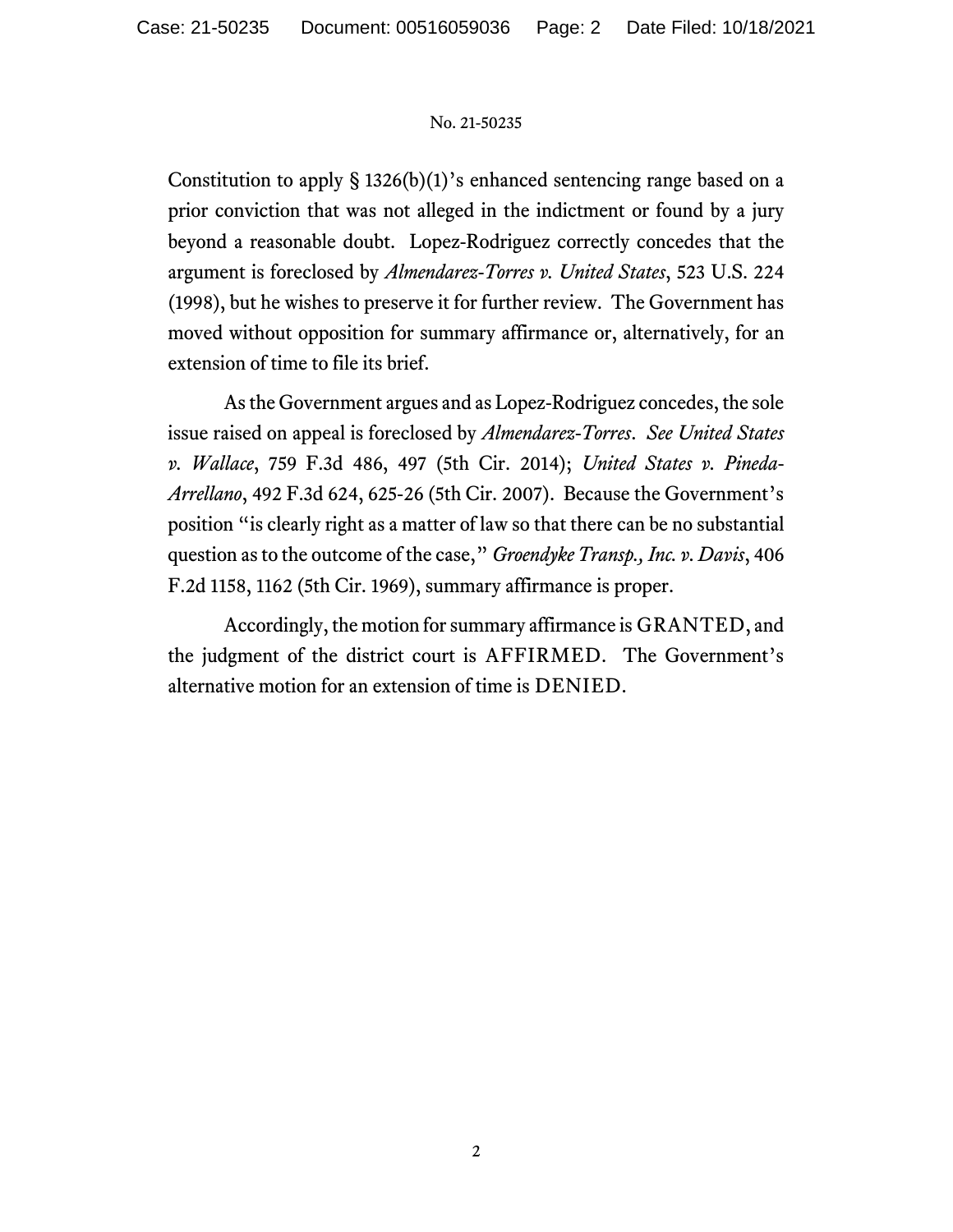Constitution to apply § 1326(b)(1)'s enhanced sentencing range based on a prior conviction that was not alleged in the indictment or found by a jury beyond a reasonable doubt. Lopez-Rodriguez correctly concedes that the argument is foreclosed by *Almendarez-Torres v. United States*, 523 U.S. 224 (1998), but he wishes to preserve it for further review. The Government has moved without opposition for summary affirmance or, alternatively, for an extension of time to file its brief.

As the Government argues and as Lopez-Rodriguez concedes, the sole issue raised on appeal is foreclosed by *Almendarez-Torres*. *See United States v. Wallace*, 759 F.3d 486, 497 (5th Cir. 2014); *United States v. Pineda-Arrellano*, 492 F.3d 624, 625-26 (5th Cir. 2007). Because the Government's position "is clearly right as a matter of law so that there can be no substantial question as to the outcome of the case," *Groendyke Transp., Inc. v. Davis*, 406 F.2d 1158, 1162 (5th Cir. 1969), summary affirmance is proper.

Accordingly, the motion for summary affirmance is GRANTED, and the judgment of the district court is AFFIRMED. The Government's alternative motion for an extension of time is DENIED.